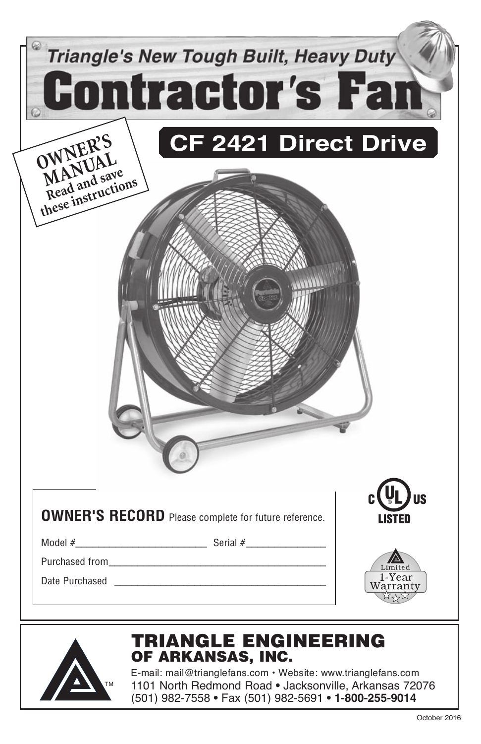# Triangle's New Tough Built, Heavy Duty

# Contractor's Fan

## CF 2421 Direct Drive

**OWNER'S MANUAL**
**Read and save these instructions**

**OWNER'S RECORD** Please complete for future reference.

Model #_________________________ Serial #_______________

Purchased from___________________________________________

Date Purchased ___________________________________________

C UL US LISTED

Limited 1-Year Warranty

## TRIANGLE ENGINEERING OF ARKANSAS, INC.

E-mail: mail@trianglefans.com • Website: www.trianglefans.com
1101 North Redmond Road • Jacksonville, Arkansas 72076
(501) 982-7558 • Fax (501) 982-5691 • **1-800-255-9014**

October 2016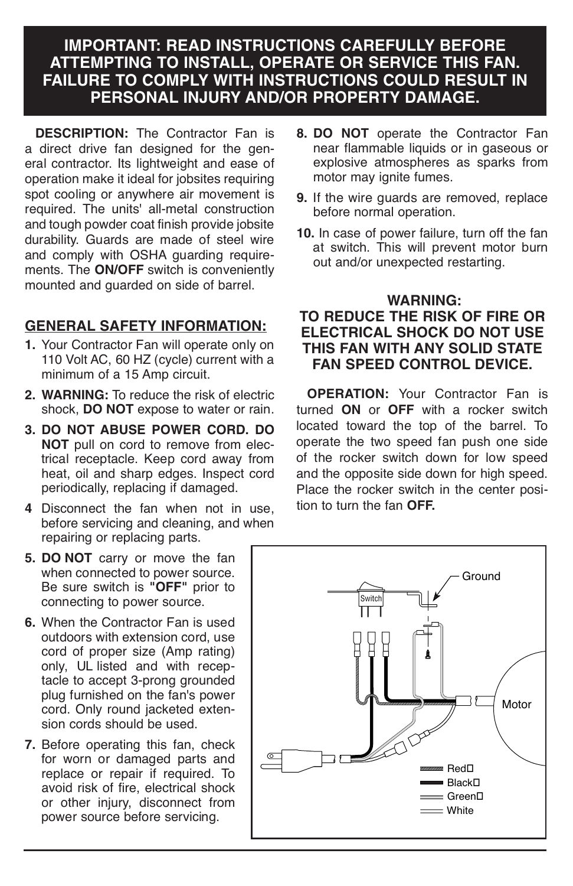**IMPORTANT: READ INSTRUCTIONS CAREFULLY BEFORE ATTEMPTING TO INSTALL, OPERATE OR SERVICE THIS FAN. FAILURE TO COMPLY WITH INSTRUCTIONS COULD RESULT IN PERSONAL INJURY AND/OR PROPERTY DAMAGE.**

**DESCRIPTION:** The Contractor Fan is a direct drive fan designed for the general contractor. Its lightweight and ease of operation make it ideal for jobsites requiring spot cooling or anywhere air movement is required. The units' all-metal construction and tough powder coat finish provide jobsite durability. Guards are made of steel wire and comply with OSHA guarding requirements. The **ON/OFF** switch is conveniently mounted and guarded on side of barrel.

## GENERAL SAFETY INFORMATION:

1. Your Contractor Fan will operate only on 110 Volt AC, 60 HZ (cycle) current with a minimum of a 15 Amp circuit.
2. **WARNING:** To reduce the risk of electric shock, **DO NOT** expose to water or rain.
3. **DO NOT ABUSE POWER CORD. DO NOT** pull on cord to remove from electrical receptacle. Keep cord away from heat, oil and sharp edges. Inspect cord periodically, replacing if damaged.
4. Disconnect the fan when not in use, before servicing and cleaning, and when repairing or replacing parts.
5. **DO NOT** carry or move the fan when connected to power source. Be sure switch is **"OFF"** prior to connecting to power source.
6. When the Contractor Fan is used outdoors with extension cord, use cord of proper size (Amp rating) only, UL listed and with receptacle to accept 3-prong grounded plug furnished on the fan's power cord. Only round jacketed extension cords should be used.
7. Before operating this fan, check for worn or damaged parts and replace or repair if required. To avoid risk of fire, electrical shock or other injury, disconnect from power source before servicing.
8. **DO NOT** operate the Contractor Fan near flammable liquids or in gaseous or explosive atmospheres as sparks from motor may ignite fumes.
9. If the wire guards are removed, replace before normal operation.
10. In case of power failure, turn off the fan at switch. This will prevent motor burn out and/or unexpected restarting.

**WARNING:**
**TO REDUCE THE RISK OF FIRE OR ELECTRICAL SHOCK DO NOT USE THIS FAN WITH ANY SOLID STATE FAN SPEED CONTROL DEVICE.**

**OPERATION:** Your Contractor Fan is turned **ON** or **OFF** with a rocker switch located toward the top of the barrel. To operate the two speed fan push one side of the rocker switch down for low speed and the opposite side down for high speed. Place the rocker switch in the center position to turn the fan **OFF.**

Switch
Ground
Motor
Red
Black
Green
White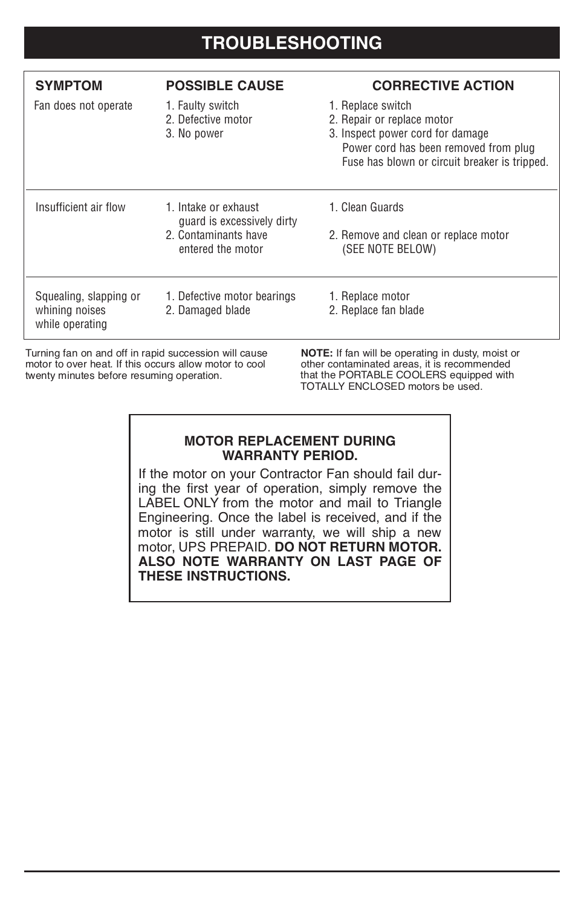# TROUBLESHOOTING

| SYMPTOM | POSSIBLE CAUSE | CORRECTIVE ACTION |
|---|---|---|
| Fan does not operate | 1. Faulty switch<br>2. Defective motor<br>3. No power | 1. Replace switch<br>2. Repair or replace motor<br>3. Inspect power cord for damage<br>Power cord has been removed from plug<br>Fuse has blown or circuit breaker is tripped. |
| Insufficient air flow | 1. Intake or exhaust guard is excessively dirty<br>2. Contaminants have entered the motor | 1. Clean Guards<br>2. Remove and clean or replace motor (SEE NOTE BELOW) |
| Squealing, slapping or whining noises while operating | 1. Defective motor bearings<br>2. Damaged blade | 1. Replace motor<br>2. Replace fan blade |

Turning fan on and off in rapid succession will cause motor to over heat. If this occurs allow motor to cool twenty minutes before resuming operation.

**NOTE:** If fan will be operating in dusty, moist or other contaminated areas, it is recommended that the PORTABLE COOLERS equipped with TOTALLY ENCLOSED motors be used.

**MOTOR REPLACEMENT DURING WARRANTY PERIOD.**

If the motor on your Contractor Fan should fail during the first year of operation, simply remove the LABEL ONLY from the motor and mail to Triangle Engineering. Once the label is received, and if the motor is still under warranty, we will ship a new motor, UPS PREPAID. **DO NOT RETURN MOTOR. ALSO NOTE WARRANTY ON LAST PAGE OF THESE INSTRUCTIONS.**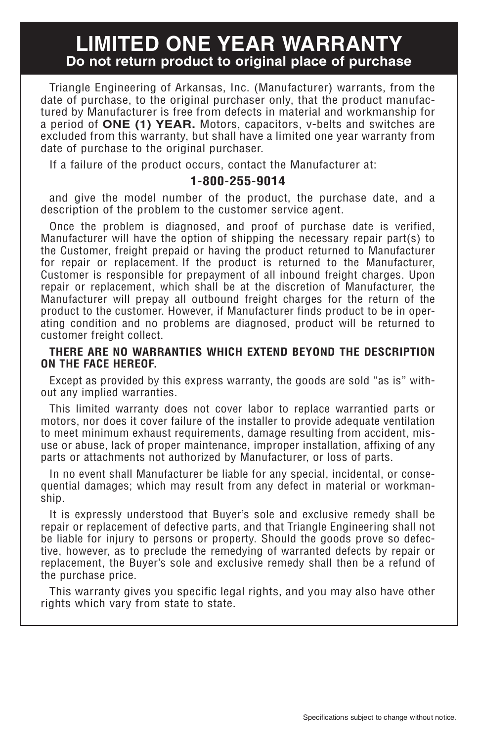# LIMITED ONE YEAR WARRANTY

## Do not return product to original place of purchase

Triangle Engineering of Arkansas, Inc. (Manufacturer) warrants, from the date of purchase, to the original purchaser only, that the product manufactured by Manufacturer is free from defects in material and workmanship for a period of **ONE (1) YEAR.** Motors, capacitors, v-belts and switches are excluded from this warranty, but shall have a limited one year warranty from date of purchase to the original purchaser.

If a failure of the product occurs, contact the Manufacturer at:

**1-800-255-9014**

and give the model number of the product, the purchase date, and a description of the problem to the customer service agent.

Once the problem is diagnosed, and proof of purchase date is verified, Manufacturer will have the option of shipping the necessary repair part(s) to the Customer, freight prepaid or having the product returned to Manufacturer for repair or replacement. If the product is returned to the Manufacturer, Customer is responsible for prepayment of all inbound freight charges. Upon repair or replacement, which shall be at the discretion of Manufacturer, the Manufacturer will prepay all outbound freight charges for the return of the product to the customer. However, if Manufacturer finds product to be in operating condition and no problems are diagnosed, product will be returned to customer freight collect.

**THERE ARE NO WARRANTIES WHICH EXTEND BEYOND THE DESCRIPTION ON THE FACE HEREOF.**

Except as provided by this express warranty, the goods are sold "as is" without any implied warranties.

This limited warranty does not cover labor to replace warrantied parts or motors, nor does it cover failure of the installer to provide adequate ventilation to meet minimum exhaust requirements, damage resulting from accident, misuse or abuse, lack of proper maintenance, improper installation, affixing of any parts or attachments not authorized by Manufacturer, or loss of parts.

In no event shall Manufacturer be liable for any special, incidental, or consequential damages; which may result from any defect in material or workmanship.

It is expressly understood that Buyer's sole and exclusive remedy shall be repair or replacement of defective parts, and that Triangle Engineering shall not be liable for injury to persons or property. Should the goods prove so defective, however, as to preclude the remedying of warranted defects by repair or replacement, the Buyer's sole and exclusive remedy shall then be a refund of the purchase price.

This warranty gives you specific legal rights, and you may also have other rights which vary from state to state.

Specifications subject to change without notice.